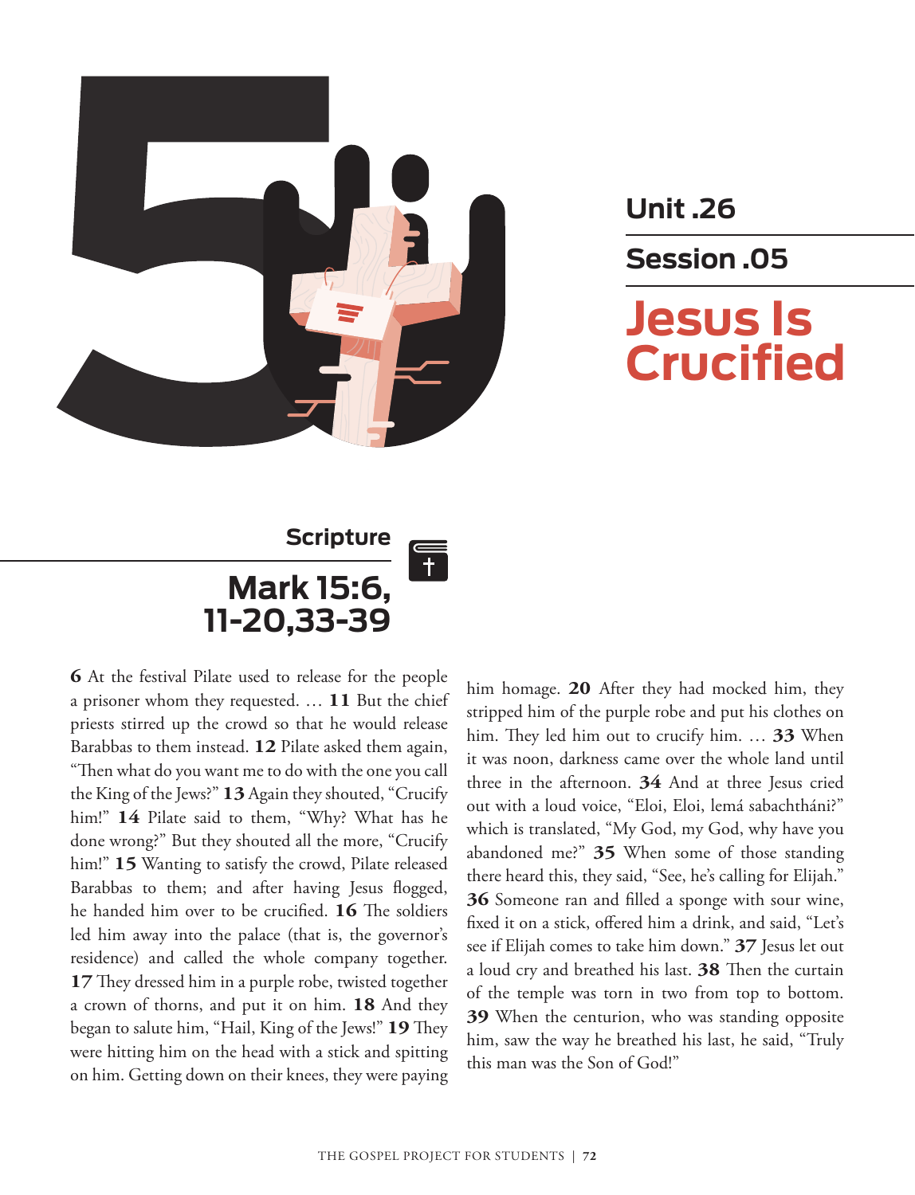# Unit .26

## Session .05

# Jesus Is Crucified

## Scripture

### Mark 15:6, 11-20,33-39

**6** At the festival Pilate used to release for the people a prisoner whom they requested. … **11** But the chief priests stirred up the crowd so that he would release Barabbas to them instead. **12** Pilate asked them again, "Then what do you want me to do with the one you call the King of the Jews?" **13** Again they shouted, "Crucify him!" **14** Pilate said to them, "Why? What has he done wrong?" But they shouted all the more, "Crucify him!" **15** Wanting to satisfy the crowd, Pilate released Barabbas to them; and after having Jesus flogged, he handed him over to be crucified. **16** The soldiers led him away into the palace (that is, the governor's residence) and called the whole company together. **17** They dressed him in a purple robe, twisted together a crown of thorns, and put it on him. **18** And they began to salute him, "Hail, King of the Jews!" **19** They were hitting him on the head with a stick and spitting on him. Getting down on their knees, they were paying him homage. **20** After they had mocked him, they stripped him of the purple robe and put his clothes on him. They led him out to crucify him. … **33** When it was noon, darkness came over the whole land until three in the afternoon. **34** And at three Jesus cried out with a loud voice, "Eloi, Eloi, lemá sabachtháni?" which is translated, "My God, my God, why have you abandoned me?" **35** When some of those standing there heard this, they said, "See, he's calling for Elijah." **36** Someone ran and filled a sponge with sour wine, fixed it on a stick, offered him a drink, and said, "Let's see if Elijah comes to take him down." **37** Jesus let out a loud cry and breathed his last. **38** Then the curtain of the temple was torn in two from top to bottom. **39** When the centurion, who was standing opposite him, saw the way he breathed his last, he said, "Truly this man was the Son of God!"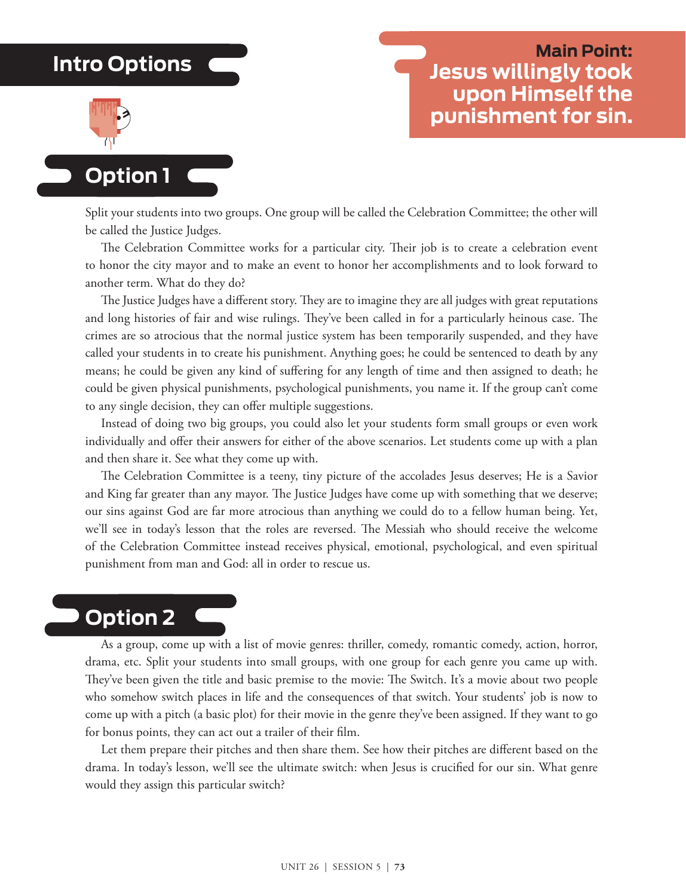## Intro Options

**Main Point:**
**Jesus willingly took upon Himself the punishment for sin.**

### Option 1

Split your students into two groups. One group will be called the Celebration Committee; the other will be called the Justice Judges.

The Celebration Committee works for a particular city. Their job is to create a celebration event to honor the city mayor and to make an event to honor her accomplishments and to look forward to another term. What do they do?

The Justice Judges have a different story. They are to imagine they are all judges with great reputations and long histories of fair and wise rulings. They've been called in for a particularly heinous case. The crimes are so atrocious that the normal justice system has been temporarily suspended, and they have called your students in to create his punishment. Anything goes; he could be sentenced to death by any means; he could be given any kind of suffering for any length of time and then assigned to death; he could be given physical punishments, psychological punishments, you name it. If the group can't come to any single decision, they can offer multiple suggestions.

Instead of doing two big groups, you could also let your students form small groups or even work individually and offer their answers for either of the above scenarios. Let students come up with a plan and then share it. See what they come up with.

The Celebration Committee is a teeny, tiny picture of the accolades Jesus deserves; He is a Savior and King far greater than any mayor. The Justice Judges have come up with something that we deserve; our sins against God are far more atrocious than anything we could do to a fellow human being. Yet, we'll see in today's lesson that the roles are reversed. The Messiah who should receive the welcome of the Celebration Committee instead receives physical, emotional, psychological, and even spiritual punishment from man and God: all in order to rescue us.

### Option 2

As a group, come up with a list of movie genres: thriller, comedy, romantic comedy, action, horror, drama, etc. Split your students into small groups, with one group for each genre you came up with. They've been given the title and basic premise to the movie: The Switch. It's a movie about two people who somehow switch places in life and the consequences of that switch. Your students' job is now to come up with a pitch (a basic plot) for their movie in the genre they've been assigned. If they want to go for bonus points, they can act out a trailer of their film.

Let them prepare their pitches and then share them. See how their pitches are different based on the drama. In today's lesson, we'll see the ultimate switch: when Jesus is crucified for our sin. What genre would they assign this particular switch?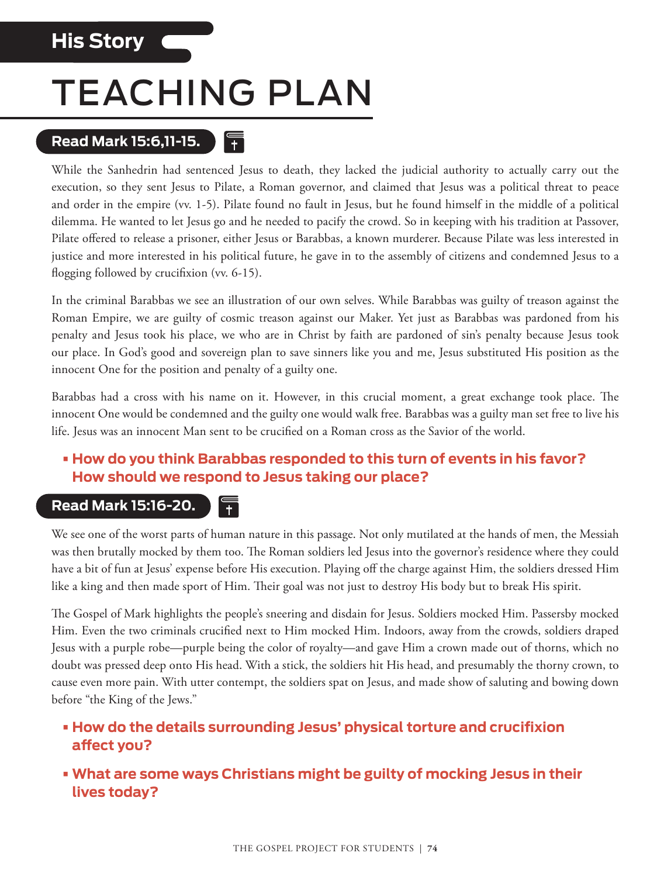## His Story

# TEACHING PLAN

### Read Mark 15:6,11-15.

While the Sanhedrin had sentenced Jesus to death, they lacked the judicial authority to actually carry out the execution, so they sent Jesus to Pilate, a Roman governor, and claimed that Jesus was a political threat to peace and order in the empire (vv. 1-5). Pilate found no fault in Jesus, but he found himself in the middle of a political dilemma. He wanted to let Jesus go and he needed to pacify the crowd. So in keeping with his tradition at Passover, Pilate offered to release a prisoner, either Jesus or Barabbas, a known murderer. Because Pilate was less interested in justice and more interested in his political future, he gave in to the assembly of citizens and condemned Jesus to a flogging followed by crucifixion (vv. 6-15).

In the criminal Barabbas we see an illustration of our own selves. While Barabbas was guilty of treason against the Roman Empire, we are guilty of cosmic treason against our Maker. Yet just as Barabbas was pardoned from his penalty and Jesus took his place, we who are in Christ by faith are pardoned of sin's penalty because Jesus took our place. In God's good and sovereign plan to save sinners like you and me, Jesus substituted His position as the innocent One for the position and penalty of a guilty one.

Barabbas had a cross with his name on it. However, in this crucial moment, a great exchange took place. The innocent One would be condemned and the guilty one would walk free. Barabbas was a guilty man set free to live his life. Jesus was an innocent Man sent to be crucified on a Roman cross as the Savior of the world.

- **How do you think Barabbas responded to this turn of events in his favor? How should we respond to Jesus taking our place?**

### Read Mark 15:16-20.

We see one of the worst parts of human nature in this passage. Not only mutilated at the hands of men, the Messiah was then brutally mocked by them too. The Roman soldiers led Jesus into the governor's residence where they could have a bit of fun at Jesus' expense before His execution. Playing off the charge against Him, the soldiers dressed Him like a king and then made sport of Him. Their goal was not just to destroy His body but to break His spirit.

The Gospel of Mark highlights the people's sneering and disdain for Jesus. Soldiers mocked Him. Passersby mocked Him. Even the two criminals crucified next to Him mocked Him. Indoors, away from the crowds, soldiers draped Jesus with a purple robe—purple being the color of royalty—and gave Him a crown made out of thorns, which no doubt was pressed deep onto His head. With a stick, the soldiers hit His head, and presumably the thorny crown, to cause even more pain. With utter contempt, the soldiers spat on Jesus, and made show of saluting and bowing down before "the King of the Jews."

- **How do the details surrounding Jesus' physical torture and crucifixion affect you?**
- **What are some ways Christians might be guilty of mocking Jesus in their lives today?**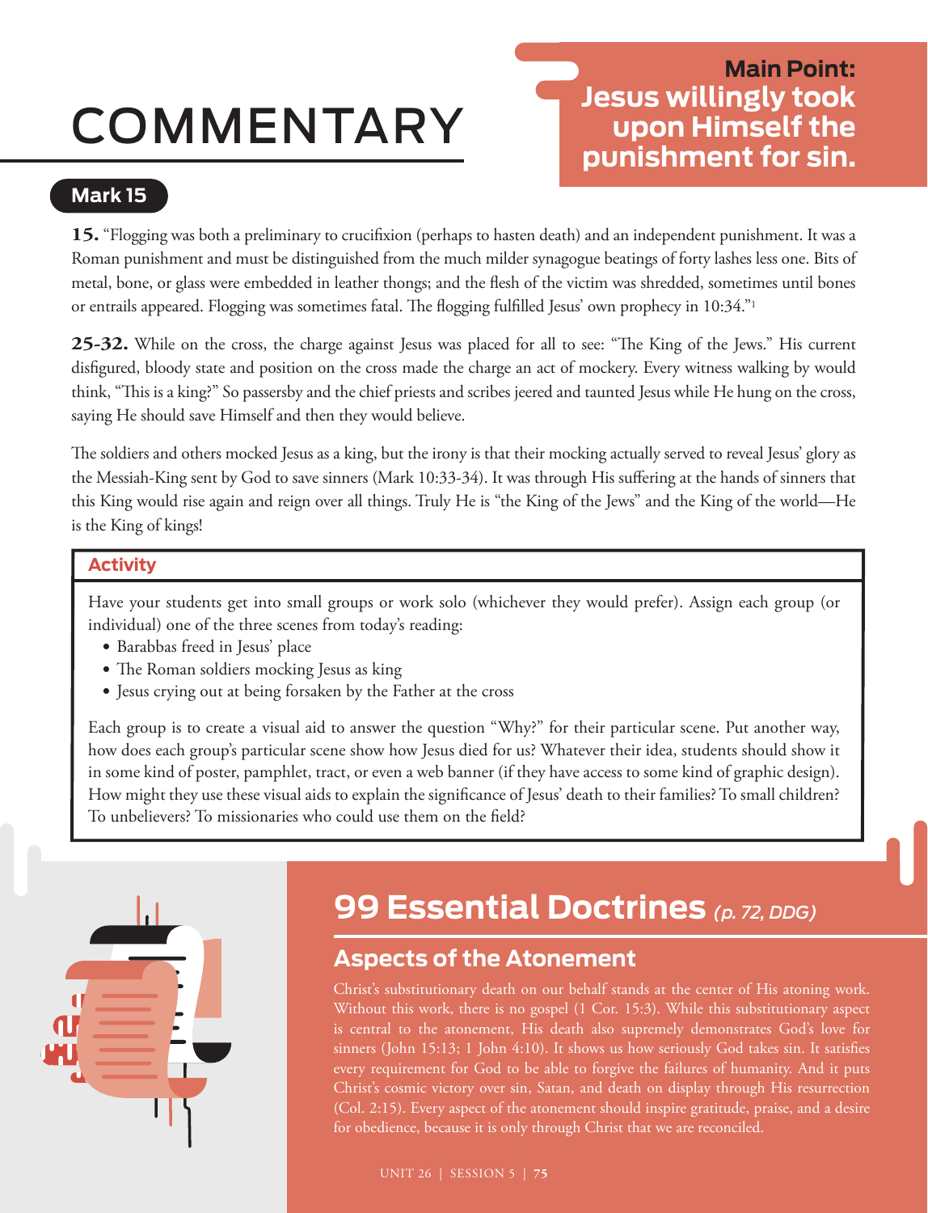# COMMENTARY

**Main Point: Jesus willingly took upon Himself the punishment for sin.**

## Mark 15

**15.** "Flogging was both a preliminary to crucifixion (perhaps to hasten death) and an independent punishment. It was a Roman punishment and must be distinguished from the much milder synagogue beatings of forty lashes less one. Bits of metal, bone, or glass were embedded in leather thongs; and the flesh of the victim was shredded, sometimes until bones or entrails appeared. Flogging was sometimes fatal. The flogging fulfilled Jesus' own prophecy in 10:34."[1]

**25-32.** While on the cross, the charge against Jesus was placed for all to see: "The King of the Jews." His current disfigured, bloody state and position on the cross made the charge an act of mockery. Every witness walking by would think, "This is a king?" So passersby and the chief priests and scribes jeered and taunted Jesus while He hung on the cross, saying He should save Himself and then they would believe.

The soldiers and others mocked Jesus as a king, but the irony is that their mocking actually served to reveal Jesus' glory as the Messiah-King sent by God to save sinners (Mark 10:33-34). It was through His suffering at the hands of sinners that this King would rise again and reign over all things. Truly He is "the King of the Jews" and the King of the world—He is the King of kings!

### Activity

Have your students get into small groups or work solo (whichever they would prefer). Assign each group (or individual) one of the three scenes from today's reading:

- Barabbas freed in Jesus' place
- The Roman soldiers mocking Jesus as king
- Jesus crying out at being forsaken by the Father at the cross

Each group is to create a visual aid to answer the question "Why?" for their particular scene. Put another way, how does each group's particular scene show how Jesus died for us? Whatever their idea, students should show it in some kind of poster, pamphlet, tract, or even a web banner (if they have access to some kind of graphic design). How might they use these visual aids to explain the significance of Jesus' death to their families? To small children? To unbelievers? To missionaries who could use them on the field?

## 99 Essential Doctrines *(p. 72, DDG)*

### Aspects of the Atonement

Christ's substitutionary death on our behalf stands at the center of His atoning work. Without this work, there is no gospel (1 Cor. 15:3). While this substitutionary aspect is central to the atonement, His death also supremely demonstrates God's love for sinners (John 15:13; 1 John 4:10). It shows us how seriously God takes sin. It satisfies every requirement for God to be able to forgive the failures of humanity. And it puts Christ's cosmic victory over sin, Satan, and death on display through His resurrection (Col. 2:15). Every aspect of the atonement should inspire gratitude, praise, and a desire for obedience, because it is only through Christ that we are reconciled.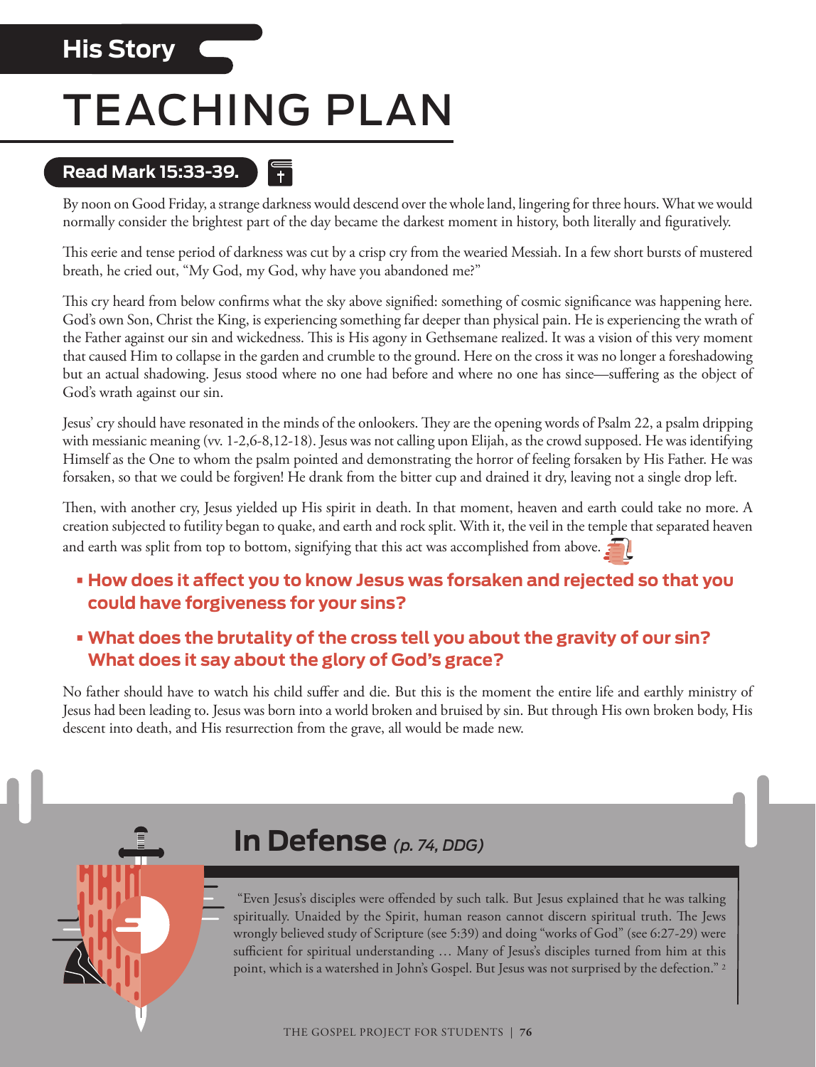His Story

# TEACHING PLAN

**Read Mark 15:33-39.**

By noon on Good Friday, a strange darkness would descend over the whole land, lingering for three hours. What we would normally consider the brightest part of the day became the darkest moment in history, both literally and figuratively.

This eerie and tense period of darkness was cut by a crisp cry from the wearied Messiah. In a few short bursts of mustered breath, he cried out, "My God, my God, why have you abandoned me?"

This cry heard from below confirms what the sky above signified: something of cosmic significance was happening here. God's own Son, Christ the King, is experiencing something far deeper than physical pain. He is experiencing the wrath of the Father against our sin and wickedness. This is His agony in Gethsemane realized. It was a vision of this very moment that caused Him to collapse in the garden and crumble to the ground. Here on the cross it was no longer a foreshadowing but an actual shadowing. Jesus stood where no one had before and where no one has since—suffering as the object of God's wrath against our sin.

Jesus' cry should have resonated in the minds of the onlookers. They are the opening words of Psalm 22, a psalm dripping with messianic meaning (vv. 1-2,6-8,12-18). Jesus was not calling upon Elijah, as the crowd supposed. He was identifying Himself as the One to whom the psalm pointed and demonstrating the horror of feeling forsaken by His Father. He was forsaken, so that we could be forgiven! He drank from the bitter cup and drained it dry, leaving not a single drop left.

Then, with another cry, Jesus yielded up His spirit in death. In that moment, heaven and earth could take no more. A creation subjected to futility began to quake, and earth and rock split. With it, the veil in the temple that separated heaven and earth was split from top to bottom, signifying that this act was accomplished from above.

- **How does it affect you to know Jesus was forsaken and rejected so that you could have forgiveness for your sins?**
- **What does the brutality of the cross tell you about the gravity of our sin? What does it say about the glory of God's grace?**

No father should have to watch his child suffer and die. But this is the moment the entire life and earthly ministry of Jesus had been leading to. Jesus was born into a world broken and bruised by sin. But through His own broken body, His descent into death, and His resurrection from the grave, all would be made new.

## In Defense *(p. 74, DDG)*

"Even Jesus's disciples were offended by such talk. But Jesus explained that he was talking spiritually. Unaided by the Spirit, human reason cannot discern spiritual truth. The Jews wrongly believed study of Scripture (see 5:39) and doing "works of God" (see 6:27-29) were sufficient for spiritual understanding … Many of Jesus's disciples turned from him at this point, which is a watershed in John's Gospel. But Jesus was not surprised by the defection." [2]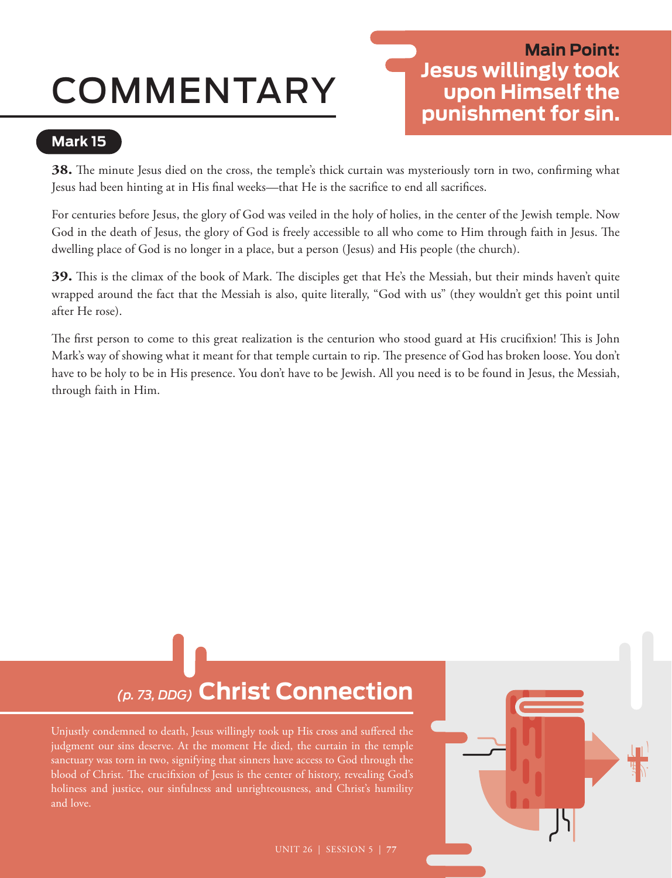# COMMENTARY

**Main Point: Jesus willingly took upon Himself the punishment for sin.**

## Mark 15

**38.** The minute Jesus died on the cross, the temple's thick curtain was mysteriously torn in two, confirming what Jesus had been hinting at in His final weeks—that He is the sacrifice to end all sacrifices.

For centuries before Jesus, the glory of God was veiled in the holy of holies, in the center of the Jewish temple. Now God in the death of Jesus, the glory of God is freely accessible to all who come to Him through faith in Jesus. The dwelling place of God is no longer in a place, but a person (Jesus) and His people (the church).

**39.** This is the climax of the book of Mark. The disciples get that He's the Messiah, but their minds haven't quite wrapped around the fact that the Messiah is also, quite literally, "God with us" (they wouldn't get this point until after He rose).

The first person to come to this great realization is the centurion who stood guard at His crucifixion! This is John Mark's way of showing what it meant for that temple curtain to rip. The presence of God has broken loose. You don't have to be holy to be in His presence. You don't have to be Jewish. All you need is to be found in Jesus, the Messiah, through faith in Him.

## *(p. 73, DDG)* Christ Connection

Unjustly condemned to death, Jesus willingly took up His cross and suffered the judgment our sins deserve. At the moment He died, the curtain in the temple sanctuary was torn in two, signifying that sinners have access to God through the blood of Christ. The crucifixion of Jesus is the center of history, revealing God's holiness and justice, our sinfulness and unrighteousness, and Christ's humility and love.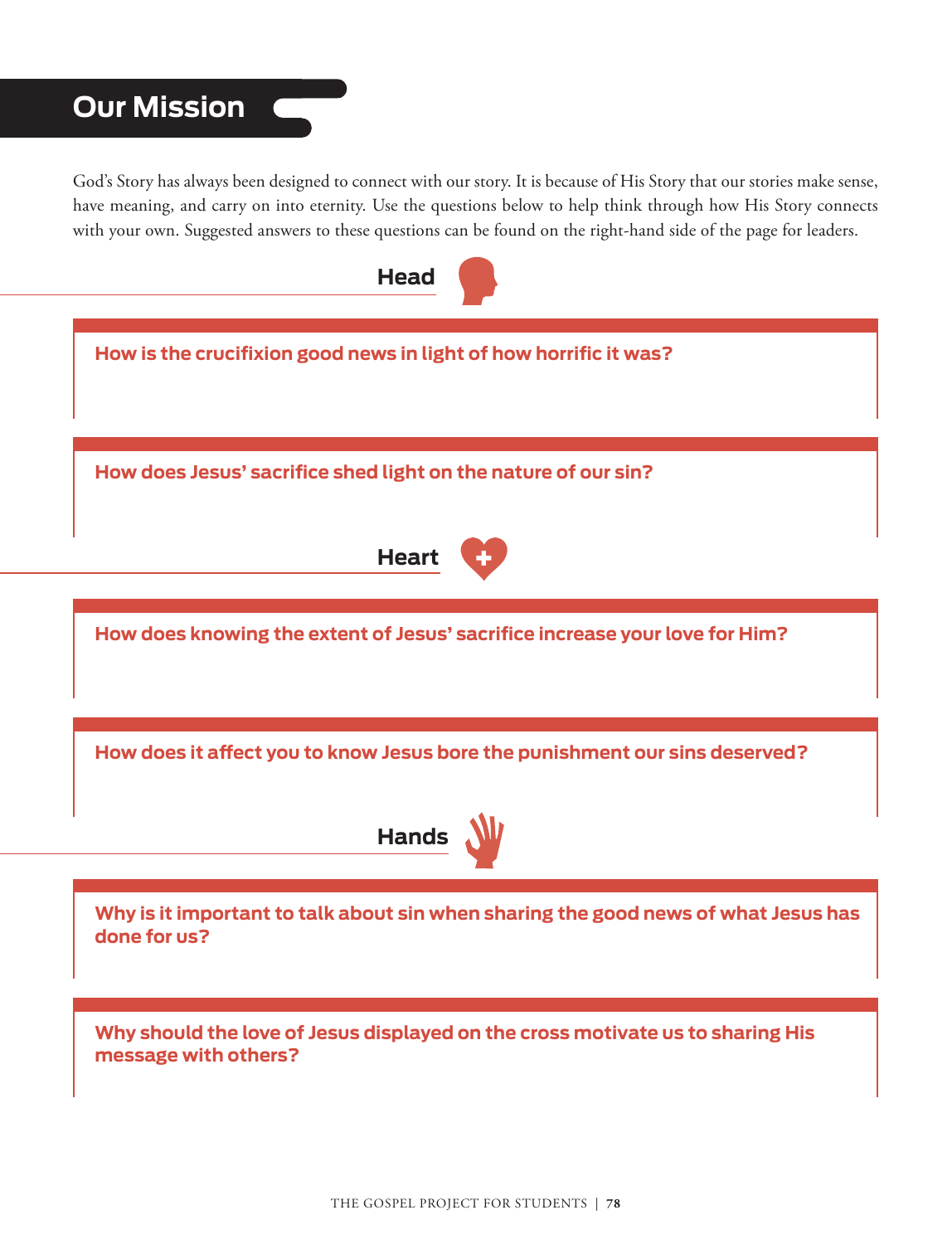# Our Mission

God's Story has always been designed to connect with our story. It is because of His Story that our stories make sense, have meaning, and carry on into eternity. Use the questions below to help think through how His Story connects with your own. Suggested answers to these questions can be found on the right-hand side of the page for leaders.

## Head

**How is the crucifixion good news in light of how horrific it was?**

**How does Jesus' sacrifice shed light on the nature of our sin?**

## Heart

**How does knowing the extent of Jesus' sacrifice increase your love for Him?**

**How does it affect you to know Jesus bore the punishment our sins deserved?**

## Hands

**Why is it important to talk about sin when sharing the good news of what Jesus has done for us?**

**Why should the love of Jesus displayed on the cross motivate us to sharing His message with others?**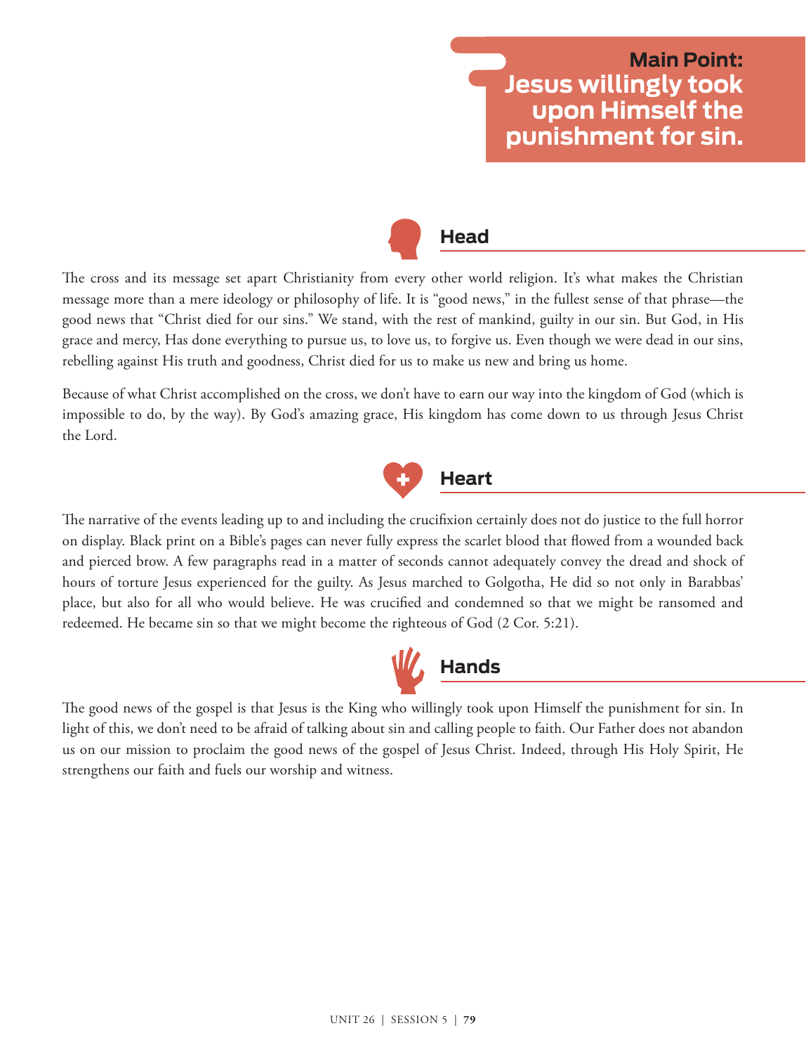**Main Point:**
**Jesus willingly took upon Himself the punishment for sin.**

## Head

The cross and its message set apart Christianity from every other world religion. It's what makes the Christian message more than a mere ideology or philosophy of life. It is "good news," in the fullest sense of that phrase—the good news that "Christ died for our sins." We stand, with the rest of mankind, guilty in our sin. But God, in His grace and mercy, Has done everything to pursue us, to love us, to forgive us. Even though we were dead in our sins, rebelling against His truth and goodness, Christ died for us to make us new and bring us home.

Because of what Christ accomplished on the cross, we don't have to earn our way into the kingdom of God (which is impossible to do, by the way). By God's amazing grace, His kingdom has come down to us through Jesus Christ the Lord.

## Heart

The narrative of the events leading up to and including the crucifixion certainly does not do justice to the full horror on display. Black print on a Bible's pages can never fully express the scarlet blood that flowed from a wounded back and pierced brow. A few paragraphs read in a matter of seconds cannot adequately convey the dread and shock of hours of torture Jesus experienced for the guilty. As Jesus marched to Golgotha, He did so not only in Barabbas' place, but also for all who would believe. He was crucified and condemned so that we might be ransomed and redeemed. He became sin so that we might become the righteous of God (2 Cor. 5:21).

## Hands

The good news of the gospel is that Jesus is the King who willingly took upon Himself the punishment for sin. In light of this, we don't need to be afraid of talking about sin and calling people to faith. Our Father does not abandon us on our mission to proclaim the good news of the gospel of Jesus Christ. Indeed, through His Holy Spirit, He strengthens our faith and fuels our worship and witness.